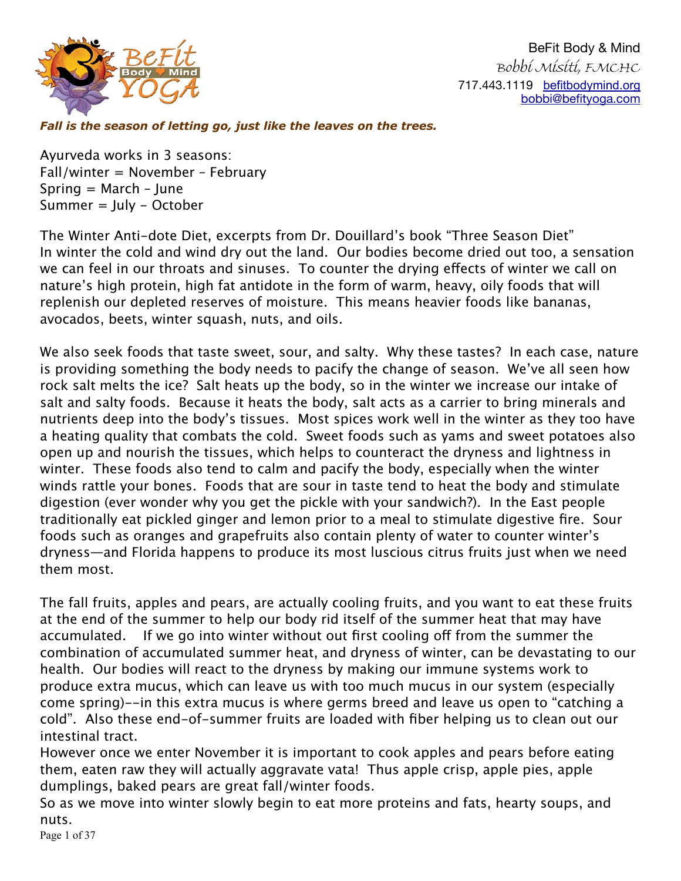BeFit Body & Mind
Bobbi Misiti, FMCHC
717.443.1119 befitbodymind.org
bobbi@befityoga.com

***Fall is the season of letting go, just like the leaves on the trees.***

Ayurveda works in 3 seasons:
Fall/winter = November – February
Spring = March – June
Summer = July – October

The Winter Anti-dote Diet, excerpts from Dr. Douillard's book "Three Season Diet"
In winter the cold and wind dry out the land. Our bodies become dried out too, a sensation we can feel in our throats and sinuses. To counter the drying effects of winter we call on nature's high protein, high fat antidote in the form of warm, heavy, oily foods that will replenish our depleted reserves of moisture. This means heavier foods like bananas, avocados, beets, winter squash, nuts, and oils.

We also seek foods that taste sweet, sour, and salty. Why these tastes? In each case, nature is providing something the body needs to pacify the change of season. We've all seen how rock salt melts the ice? Salt heats up the body, so in the winter we increase our intake of salt and salty foods. Because it heats the body, salt acts as a carrier to bring minerals and nutrients deep into the body's tissues. Most spices work well in the winter as they too have a heating quality that combats the cold. Sweet foods such as yams and sweet potatoes also open up and nourish the tissues, which helps to counteract the dryness and lightness in winter. These foods also tend to calm and pacify the body, especially when the winter winds rattle your bones. Foods that are sour in taste tend to heat the body and stimulate digestion (ever wonder why you get the pickle with your sandwich?). In the East people traditionally eat pickled ginger and lemon prior to a meal to stimulate digestive fire. Sour foods such as oranges and grapefruits also contain plenty of water to counter winter's dryness—and Florida happens to produce its most luscious citrus fruits just when we need them most.

The fall fruits, apples and pears, are actually cooling fruits, and you want to eat these fruits at the end of the summer to help our body rid itself of the summer heat that may have accumulated. If we go into winter without out first cooling off from the summer the combination of accumulated summer heat, and dryness of winter, can be devastating to our health. Our bodies will react to the dryness by making our immune systems work to produce extra mucus, which can leave us with too much mucus in our system (especially come spring)--in this extra mucus is where germs breed and leave us open to "catching a cold". Also these end-of-summer fruits are loaded with fiber helping us to clean out our intestinal tract.
However once we enter November it is important to cook apples and pears before eating them, eaten raw they will actually aggravate vata! Thus apple crisp, apple pies, apple dumplings, baked pears are great fall/winter foods.
So as we move into winter slowly begin to eat more proteins and fats, hearty soups, and nuts.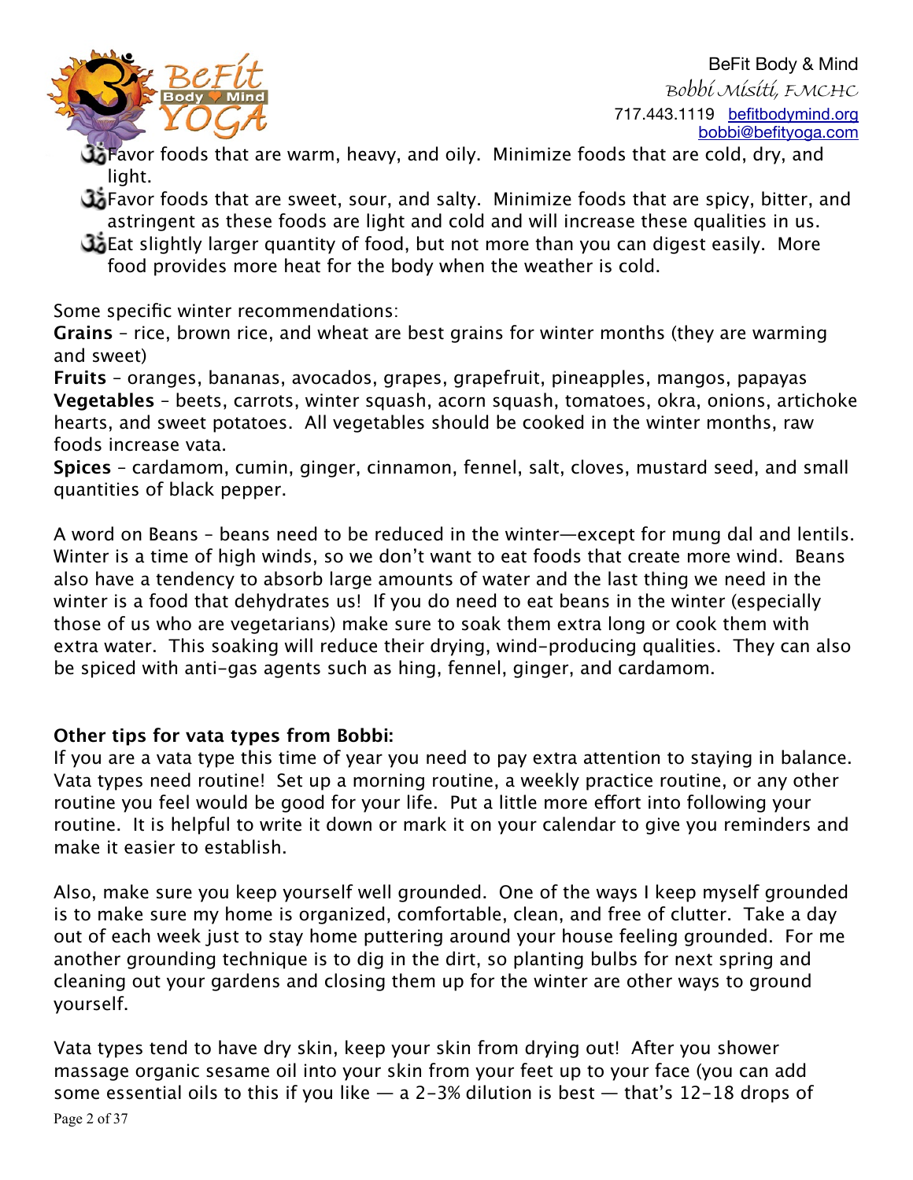- Favor foods that are warm, heavy, and oily. Minimize foods that are cold, dry, and light.
- Favor foods that are sweet, sour, and salty. Minimize foods that are spicy, bitter, and astringent as these foods are light and cold and will increase these qualities in us.
- Eat slightly larger quantity of food, but not more than you can digest easily. More food provides more heat for the body when the weather is cold.

Some specific winter recommendations:
**Grains** – rice, brown rice, and wheat are best grains for winter months (they are warming and sweet)
**Fruits** – oranges, bananas, avocados, grapes, grapefruit, pineapples, mangos, papayas
**Vegetables** – beets, carrots, winter squash, acorn squash, tomatoes, okra, onions, artichoke hearts, and sweet potatoes. All vegetables should be cooked in the winter months, raw foods increase vata.
**Spices** – cardamom, cumin, ginger, cinnamon, fennel, salt, cloves, mustard seed, and small quantities of black pepper.

A word on Beans – beans need to be reduced in the winter—except for mung dal and lentils. Winter is a time of high winds, so we don't want to eat foods that create more wind. Beans also have a tendency to absorb large amounts of water and the last thing we need in the winter is a food that dehydrates us! If you do need to eat beans in the winter (especially those of us who are vegetarians) make sure to soak them extra long or cook them with extra water. This soaking will reduce their drying, wind-producing qualities. They can also be spiced with anti-gas agents such as hing, fennel, ginger, and cardamom.

**Other tips for vata types from Bobbi:**
If you are a vata type this time of year you need to pay extra attention to staying in balance. Vata types need routine! Set up a morning routine, a weekly practice routine, or any other routine you feel would be good for your life. Put a little more effort into following your routine. It is helpful to write it down or mark it on your calendar to give you reminders and make it easier to establish.

Also, make sure you keep yourself well grounded. One of the ways I keep myself grounded is to make sure my home is organized, comfortable, clean, and free of clutter. Take a day out of each week just to stay home puttering around your house feeling grounded. For me another grounding technique is to dig in the dirt, so planting bulbs for next spring and cleaning out your gardens and closing them up for the winter are other ways to ground yourself.

Vata types tend to have dry skin, keep your skin from drying out! After you shower massage organic sesame oil into your skin from your feet up to your face (you can add some essential oils to this if you like — a 2-3% dilution is best — that's 12-18 drops of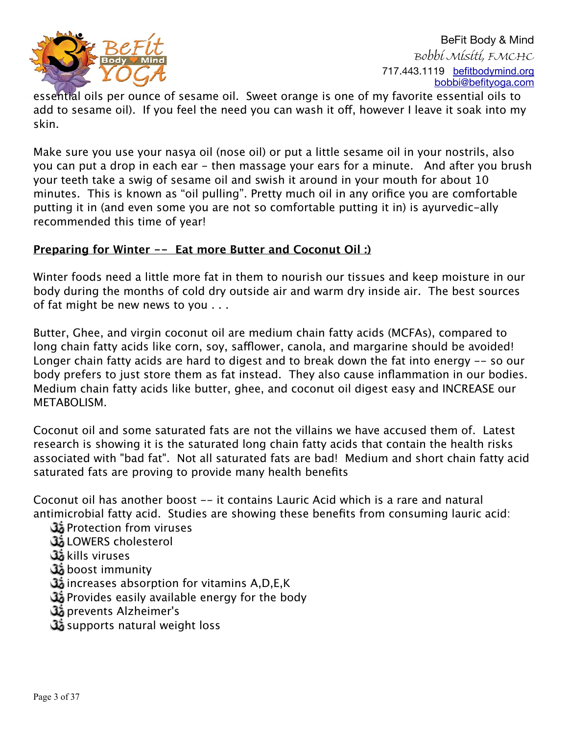essential oils per ounce of sesame oil. Sweet orange is one of my favorite essential oils to add to sesame oil). If you feel the need you can wash it off, however I leave it soak into my skin.

Make sure you use your nasya oil (nose oil) or put a little sesame oil in your nostrils, also you can put a drop in each ear - then massage your ears for a minute. And after you brush your teeth take a swig of sesame oil and swish it around in your mouth for about 10 minutes. This is known as "oil pulling". Pretty much oil in any orifice you are comfortable putting it in (and even some you are not so comfortable putting it in) is ayurvedic-ally recommended this time of year!

**<u>Preparing for Winter -- Eat more Butter and Coconut Oil :)</u>**

Winter foods need a little more fat in them to nourish our tissues and keep moisture in our body during the months of cold dry outside air and warm dry inside air. The best sources of fat might be new news to you . . .

Butter, Ghee, and virgin coconut oil are medium chain fatty acids (MCFAs), compared to long chain fatty acids like corn, soy, safflower, canola, and margarine should be avoided! Longer chain fatty acids are hard to digest and to break down the fat into energy -- so our body prefers to just store them as fat instead. They also cause inflammation in our bodies. Medium chain fatty acids like butter, ghee, and coconut oil digest easy and INCREASE our METABOLISM.

Coconut oil and some saturated fats are not the villains we have accused them of. Latest research is showing it is the saturated long chain fatty acids that contain the health risks associated with "bad fat". Not all saturated fats are bad! Medium and short chain fatty acid saturated fats are proving to provide many health benefits

Coconut oil has another boost -- it contains Lauric Acid which is a rare and natural antimicrobial fatty acid. Studies are showing these benefits from consuming lauric acid:

- ॐ Protection from viruses
- ॐ LOWERS cholesterol
- ॐ kills viruses
- ॐ boost immunity
- ॐ increases absorption for vitamins A,D,E,K
- ॐ Provides easily available energy for the body
- ॐ prevents Alzheimer's
- ॐ supports natural weight loss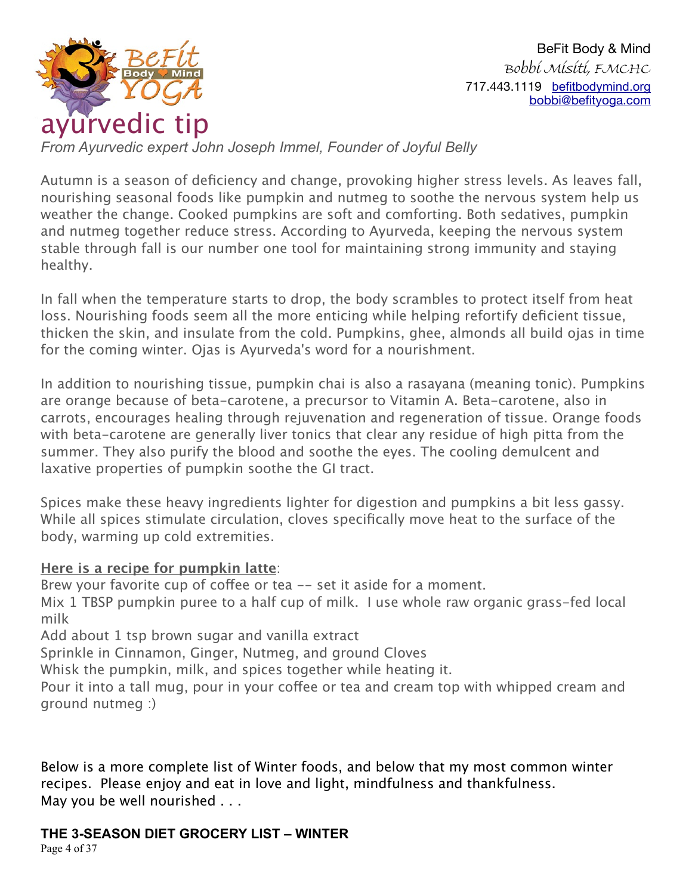BeFit Body & Mind
*Bobbi Misiti, FMCHC*
717.443.1119 befitbodymind.org
bobbi@befityoga.com

# ayurvedic tip

*From Ayurvedic expert John Joseph Immel, Founder of Joyful Belly*

Autumn is a season of deficiency and change, provoking higher stress levels. As leaves fall, nourishing seasonal foods like pumpkin and nutmeg to soothe the nervous system help us weather the change. Cooked pumpkins are soft and comforting. Both sedatives, pumpkin and nutmeg together reduce stress. According to Ayurveda, keeping the nervous system stable through fall is our number one tool for maintaining strong immunity and staying healthy.

In fall when the temperature starts to drop, the body scrambles to protect itself from heat loss. Nourishing foods seem all the more enticing while helping refortify deficient tissue, thicken the skin, and insulate from the cold. Pumpkins, ghee, almonds all build ojas in time for the coming winter. Ojas is Ayurveda's word for a nourishment.

In addition to nourishing tissue, pumpkin chai is also a rasayana (meaning tonic). Pumpkins are orange because of beta-carotene, a precursor to Vitamin A. Beta-carotene, also in carrots, encourages healing through rejuvenation and regeneration of tissue. Orange foods with beta-carotene are generally liver tonics that clear any residue of high pitta from the summer. They also purify the blood and soothe the eyes. The cooling demulcent and laxative properties of pumpkin soothe the GI tract.

Spices make these heavy ingredients lighter for digestion and pumpkins a bit less gassy. While all spices stimulate circulation, cloves specifically move heat to the surface of the body, warming up cold extremities.

**Here is a recipe for pumpkin latte**:
Brew your favorite cup of coffee or tea -- set it aside for a moment.
Mix 1 TBSP pumpkin puree to a half cup of milk. I use whole raw organic grass-fed local milk
Add about 1 tsp brown sugar and vanilla extract
Sprinkle in Cinnamon, Ginger, Nutmeg, and ground Cloves
Whisk the pumpkin, milk, and spices together while heating it.
Pour it into a tall mug, pour in your coffee or tea and cream top with whipped cream and ground nutmeg :)

Below is a more complete list of Winter foods, and below that my most common winter recipes. Please enjoy and eat in love and light, mindfulness and thankfulness.
May you be well nourished . . .

**THE 3-SEASON DIET GROCERY LIST – WINTER**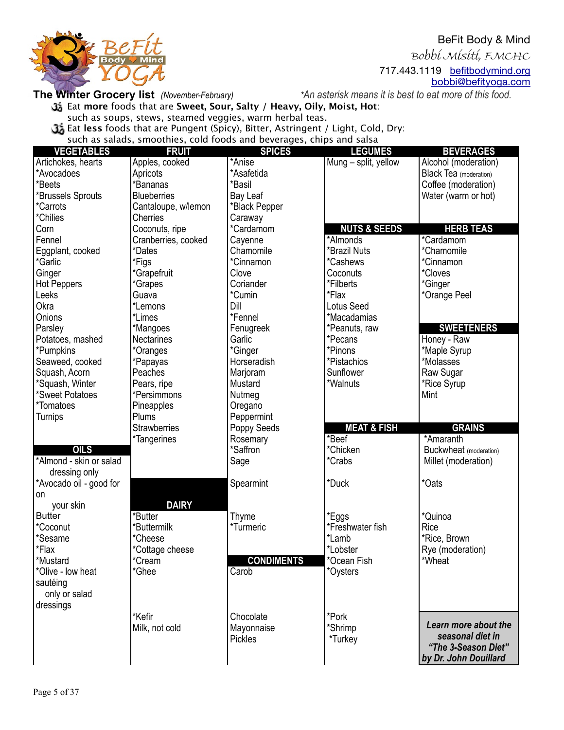BeFit Body & Mind
*Bobbi Misiti, FMCHC*
717.443.1119 befitbodymind.org
bobbi@befityoga.com

## The Winter Grocery list *(November-February)*

*\*An asterisk means it is best to eat more of this food.*

- Eat **more** foods that are **Sweet, Sour, Salty / Heavy, Oily, Moist, Hot**: such as soups, stews, steamed veggies, warm herbal teas.
- Eat **less** foods that are Pungent (Spicy), Bitter, Astringent / Light, Cold, Dry: such as salads, smoothies, cold foods and beverages, chips and salsa

| VEGETABLES | FRUIT | SPICES | LEGUMES | BEVERAGES |
|---|---|---|---|---|
| Artichokes, hearts | Apples, cooked | *Anise | Mung – split, yellow | Alcohol (moderation) |
| *Avocadoes | Apricots | *Asafetida | | Black Tea (moderation) |
| *Beets | *Bananas | *Basil | | Coffee (moderation) |
| *Brussels Sprouts | Blueberries | Bay Leaf | | Water (warm or hot) |
| *Carrots | Cantaloupe, w/lemon | *Black Pepper | | |
| *Chilies | Cherries | Caraway | | |
| Corn | Coconuts, ripe | *Cardamom | **NUTS & SEEDS** | **HERB TEAS** |
| Fennel | Cranberries, cooked | Cayenne | *Almonds | *Cardamom |
| Eggplant, cooked | *Dates | Chamomile | *Brazil Nuts | *Chamomile |
| *Garlic | *Figs | *Cinnamon | *Cashews | *Cinnamon |
| Ginger | *Grapefruit | Clove | Coconuts | *Cloves |
| Hot Peppers | *Grapes | Coriander | *Filberts | *Ginger |
| Leeks | Guava | *Cumin | *Flax | *Orange Peel |
| Okra | *Lemons | Dill | Lotus Seed | |
| Onions | *Limes | *Fennel | *Macadamias | |
| Parsley | *Mangoes | Fenugreek | *Peanuts, raw | **SWEETENERS** |
| Potatoes, mashed | Nectarines | Garlic | *Pecans | Honey - Raw |
| *Pumpkins | *Oranges | *Ginger | *Pinons | *Maple Syrup |
| Seaweed, cooked | *Papayas | Horseradish | *Pistachios | *Molasses |
| Squash, Acorn | Peaches | Marjoram | Sunflower | Raw Sugar |
| *Squash, Winter | Pears, ripe | Mustard | *Walnuts | *Rice Syrup |
| *Sweet Potatoes | *Persimmons | Nutmeg | | Mint |
| *Tomatoes | Pineapples | Oregano | | |
| Turnips | Plums | Peppermint | | |
| | Strawberries | Poppy Seeds | **MEAT & FISH** | **GRAINS** |
| | *Tangerines | Rosemary | *Beef | *Amaranth |
| **OILS** | | *Saffron | *Chicken | Buckwheat (moderation) |
| *Almond - skin or salad dressing only | | Sage | *Crabs | Millet (moderation) |
| *Avocado oil - good for on your skin | **DAIRY** | Spearmint | *Duck | *Oats |
| Butter | *Butter | Thyme | *Eggs | *Quinoa |
| *Coconut | *Buttermilk | *Turmeric | *Freshwater fish | Rice |
| *Sesame | *Cheese | | *Lamb | *Rice, Brown |
| *Flax | *Cottage cheese | **CONDIMENTS** | *Lobster | Rye (moderation) |
| *Mustard | *Cream | Carob | *Ocean Fish | *Wheat |
| *Olive - low heat sautéing only or salad dressings | *Ghee | | *Oysters | |
| | *Kefir | Chocolate | *Pork | ***Learn more about the seasonal diet in "The 3-Season Diet" by Dr. John Douillard*** |
| | Milk, not cold | Mayonnaise | *Shrimp | |
| | | Pickles | *Turkey | |